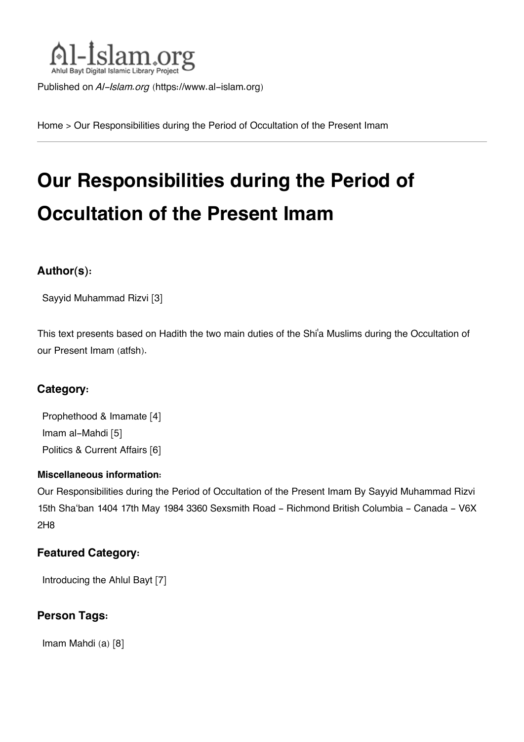Al-Islam.org
Ahlul Bayt Digital Islamic Library Project

Published on *Al-Islam.org* (https://www.al-islam.org)

Home > Our Responsibilities during the Period of Occultation of the Present Imam

# Our Responsibilities during the Period of Occultation of the Present Imam

### Author(s):

Sayyid Muhammad Rizvi [3]

This text presents based on Hadith the two main duties of the Shi'a Muslims during the Occultation of our Present Imam (atfsh).

### Category:

Prophethood & Imamate [4]
Imam al-Mahdi [5]
Politics & Current Affairs [6]

#### Miscellaneous information:

Our Responsibilities during the Period of Occultation of the Present Imam By Sayyid Muhammad Rizvi 15th Sha'ban 1404 17th May 1984 3360 Sexsmith Road - Richmond British Columbia - Canada - V6X 2H8

### Featured Category:

Introducing the Ahlul Bayt [7]

### Person Tags:

Imam Mahdi (a) [8]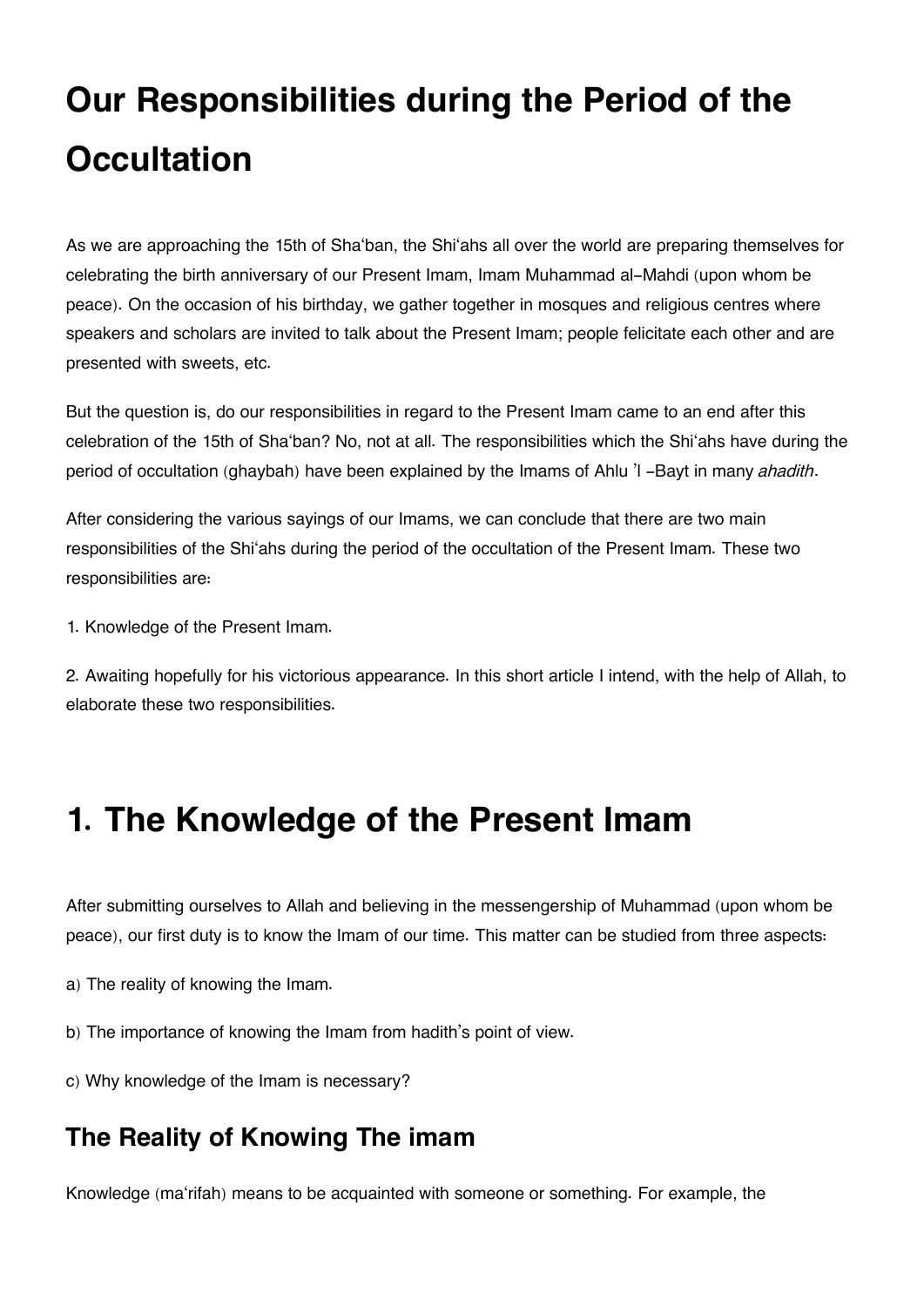# Our Responsibilities during the Period of the Occultation

As we are approaching the 15th of Sha'ban, the Shi'ahs all over the world are preparing themselves for celebrating the birth anniversary of our Present Imam, Imam Muhammad al-Mahdi (upon whom be peace). On the occasion of his birthday, we gather together in mosques and religious centres where speakers and scholars are invited to talk about the Present Imam; people felicitate each other and are presented with sweets, etc.

But the question is, do our responsibilities in regard to the Present Imam came to an end after this celebration of the 15th of Sha'ban? No, not at all. The responsibilities which the Shi'ahs have during the period of occultation (ghaybah) have been explained by the Imams of Ahlu 'l -Bayt in many *ahadith*.

After considering the various sayings of our Imams, we can conclude that there are two main responsibilities of the Shi'ahs during the period of the occultation of the Present Imam. These two responsibilities are:

1. Knowledge of the Present Imam.

2. Awaiting hopefully for his victorious appearance. In this short article I intend, with the help of Allah, to elaborate these two responsibilities.

# 1. The Knowledge of the Present Imam

After submitting ourselves to Allah and believing in the messengership of Muhammad (upon whom be peace), our first duty is to know the Imam of our time. This matter can be studied from three aspects:

a) The reality of knowing the Imam.

b) The importance of knowing the Imam from hadith's point of view.

c) Why knowledge of the Imam is necessary?

## The Reality of Knowing The imam

Knowledge (ma'rifah) means to be acquainted with someone or something. For example, the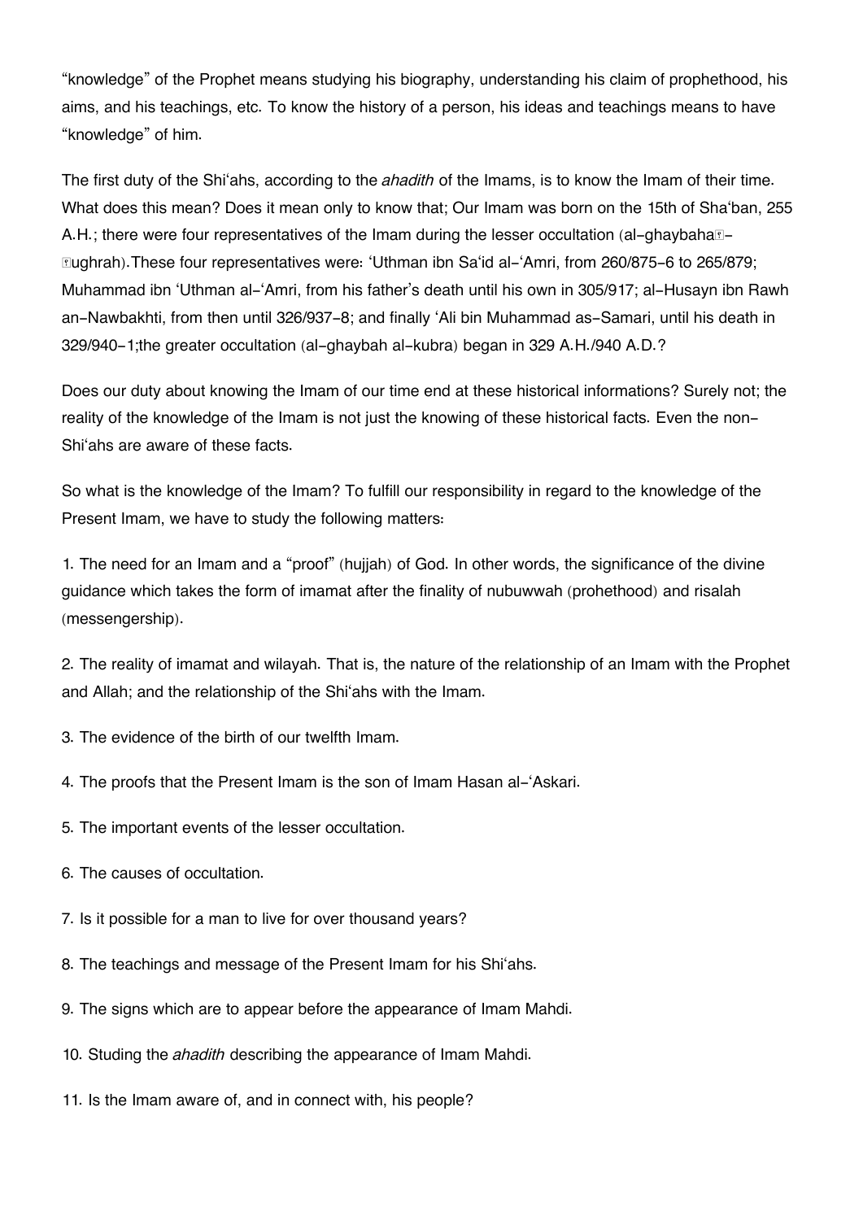"knowledge" of the Prophet means studying his biography, understanding his claim of prophethood, his aims, and his teachings, etc. To know the history of a person, his ideas and teachings means to have "knowledge" of him.

The first duty of the Shi'ahs, according to the *ahadith* of the Imams, is to know the Imam of their time. What does this mean? Does it mean only to know that; Our Imam was born on the 15th of Sha'ban, 255 A.H.; there were four representatives of the Imam during the lesser occultation (al-ghaybaha�-�ughrah).These four representatives were: 'Uthman ibn Sa'id al-'Amri, from 260/875-6 to 265/879; Muhammad ibn 'Uthman al-'Amri, from his father's death until his own in 305/917; al-Husayn ibn Rawh an-Nawbakhti, from then until 326/937-8; and finally 'Ali bin Muhammad as-Samari, until his death in 329/940-1;the greater occultation (al-ghaybah al-kubra) began in 329 A.H./940 A.D.?

Does our duty about knowing the Imam of our time end at these historical informations? Surely not; the reality of the knowledge of the Imam is not just the knowing of these historical facts. Even the non-Shi'ahs are aware of these facts.

So what is the knowledge of the Imam? To fulfill our responsibility in regard to the knowledge of the Present Imam, we have to study the following matters:

1. The need for an Imam and a "proof" (hujjah) of God. In other words, the significance of the divine guidance which takes the form of imamat after the finality of nubuwwah (prohethood) and risalah (messengership).

2. The reality of imamat and wilayah. That is, the nature of the relationship of an Imam with the Prophet and Allah; and the relationship of the Shi'ahs with the Imam.

3. The evidence of the birth of our twelfth Imam.

4. The proofs that the Present Imam is the son of Imam Hasan al-'Askari.

5. The important events of the lesser occultation.

6. The causes of occultation.

7. Is it possible for a man to live for over thousand years?

8. The teachings and message of the Present Imam for his Shi'ahs.

9. The signs which are to appear before the appearance of Imam Mahdi.

10. Studing the *ahadith* describing the appearance of Imam Mahdi.

11. Is the Imam aware of, and in connect with, his people?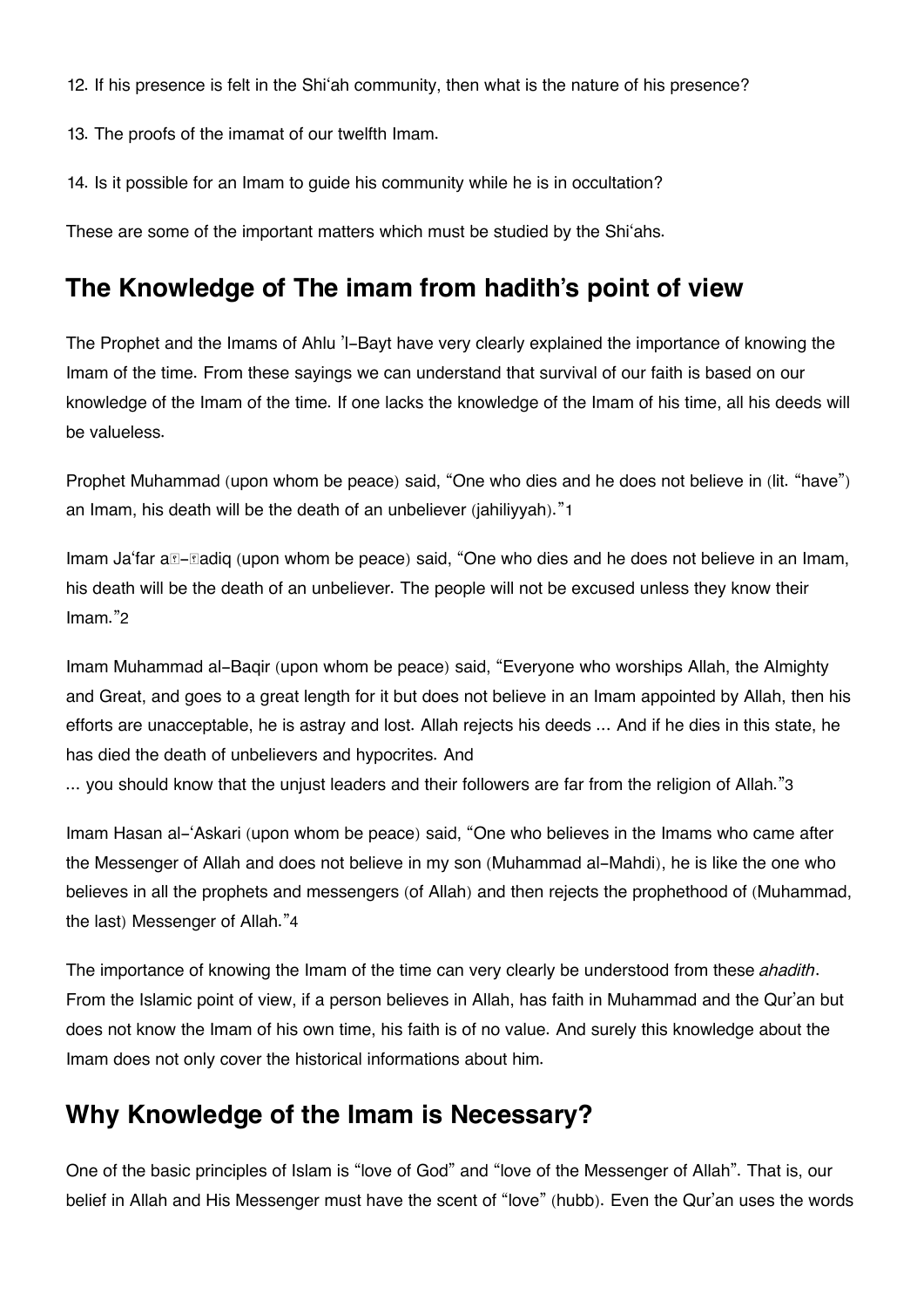12. If his presence is felt in the Shi'ah community, then what is the nature of his presence?

13. The proofs of the imamat of our twelfth Imam.

14. Is it possible for an Imam to guide his community while he is in occultation?

These are some of the important matters which must be studied by the Shi'ahs.

## The Knowledge of The imam from hadith's point of view

The Prophet and the Imams of Ahlu 'l-Bayt have very clearly explained the importance of knowing the Imam of the time. From these sayings we can understand that survival of our faith is based on our knowledge of the Imam of the time. If one lacks the knowledge of the Imam of his time, all his deeds will be valueless.

Prophet Muhammad (upon whom be peace) said, "One who dies and he does not believe in (lit. "have") an Imam, his death will be the death of an unbeliever (jahiliyyah)."[1]

Imam Ja'far aṣ-Ṣadiq (upon whom be peace) said, "One who dies and he does not believe in an Imam, his death will be the death of an unbeliever. The people will not be excused unless they know their Imam."[2]

Imam Muhammad al-Baqir (upon whom be peace) said, "Everyone who worships Allah, the Almighty and Great, and goes to a great length for it but does not believe in an Imam appointed by Allah, then his efforts are unacceptable, he is astray and lost. Allah rejects his deeds ... And if he dies in this state, he has died the death of unbelievers and hypocrites. And
... you should know that the unjust leaders and their followers are far from the religion of Allah."[3]

Imam Hasan al-'Askari (upon whom be peace) said, "One who believes in the Imams who came after the Messenger of Allah and does not believe in my son (Muhammad al-Mahdi), he is like the one who believes in all the prophets and messengers (of Allah) and then rejects the prophethood of (Muhammad, the last) Messenger of Allah."[4]

The importance of knowing the Imam of the time can very clearly be understood from these *ahadith*. From the Islamic point of view, if a person believes in Allah, has faith in Muhammad and the Qur'an but does not know the Imam of his own time, his faith is of no value. And surely this knowledge about the Imam does not only cover the historical informations about him.

## Why Knowledge of the Imam is Necessary?

One of the basic principles of Islam is "love of God" and "love of the Messenger of Allah". That is, our belief in Allah and His Messenger must have the scent of "love" (hubb). Even the Qur'an uses the words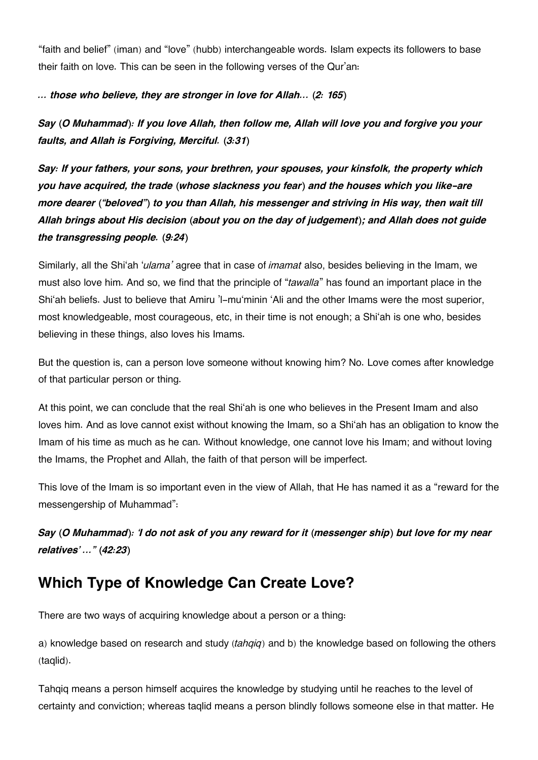"faith and belief" (iman) and "love" (hubb) interchangeable words. Islam expects its followers to base their faith on love. This can be seen in the following verses of the Qur'an:

***… those who believe, they are stronger in love for Allah…* (*2: 165*)**

***Say* (*O Muhammad*)*: If you love Allah, then follow me, Allah will love you and forgive you your faults, and Allah is Forgiving, Merciful.* (*3:31*)**

***Say: If your fathers, your sons, your brethren, your spouses, your kinsfolk, the property which you have acquired, the trade* (*whose slackness you fear*) *and the houses which you like-are more dearer* (*"beloved"*) *to you than Allah, his messenger and striving in His way, then wait till Allah brings about His decision* (*about you on the day of judgement*)*; and Allah does not guide the transgressing people.* (*9:24*)**

Similarly, all the Shi'ah *'ulama'* agree that in case of *imamat* also, besides believing in the Imam, we must also love him. And so, we find that the principle of "*tawalla*" has found an important place in the Shi'ah beliefs. Just to believe that Amiru 'l-mu'minin 'Ali and the other Imams were the most superior, most knowledgeable, most courageous, etc, in their time is not enough; a Shi'ah is one who, besides believing in these things, also loves his Imams.

But the question is, can a person love someone without knowing him? No. Love comes after knowledge of that particular person or thing.

At this point, we can conclude that the real Shi'ah is one who believes in the Present Imam and also loves him. And as love cannot exist without knowing the Imam, so a Shi'ah has an obligation to know the Imam of his time as much as he can. Without knowledge, one cannot love his Imam; and without loving the Imams, the Prophet and Allah, the faith of that person will be imperfect.

This love of the Imam is so important even in the view of Allah, that He has named it as a "reward for the messengership of Muhammad":

***Say* (*O Muhammad*)*: 'I do not ask of you any reward for it* (*messenger ship*) *but love for my near relatives' …"* (*42:23*)**

## Which Type of Knowledge Can Create Love?

There are two ways of acquiring knowledge about a person or a thing:

a) knowledge based on research and study (*tahqiq*) and b) the knowledge based on following the others (taqlid).

Tahqiq means a person himself acquires the knowledge by studying until he reaches to the level of certainty and conviction; whereas taqlid means a person blindly follows someone else in that matter. He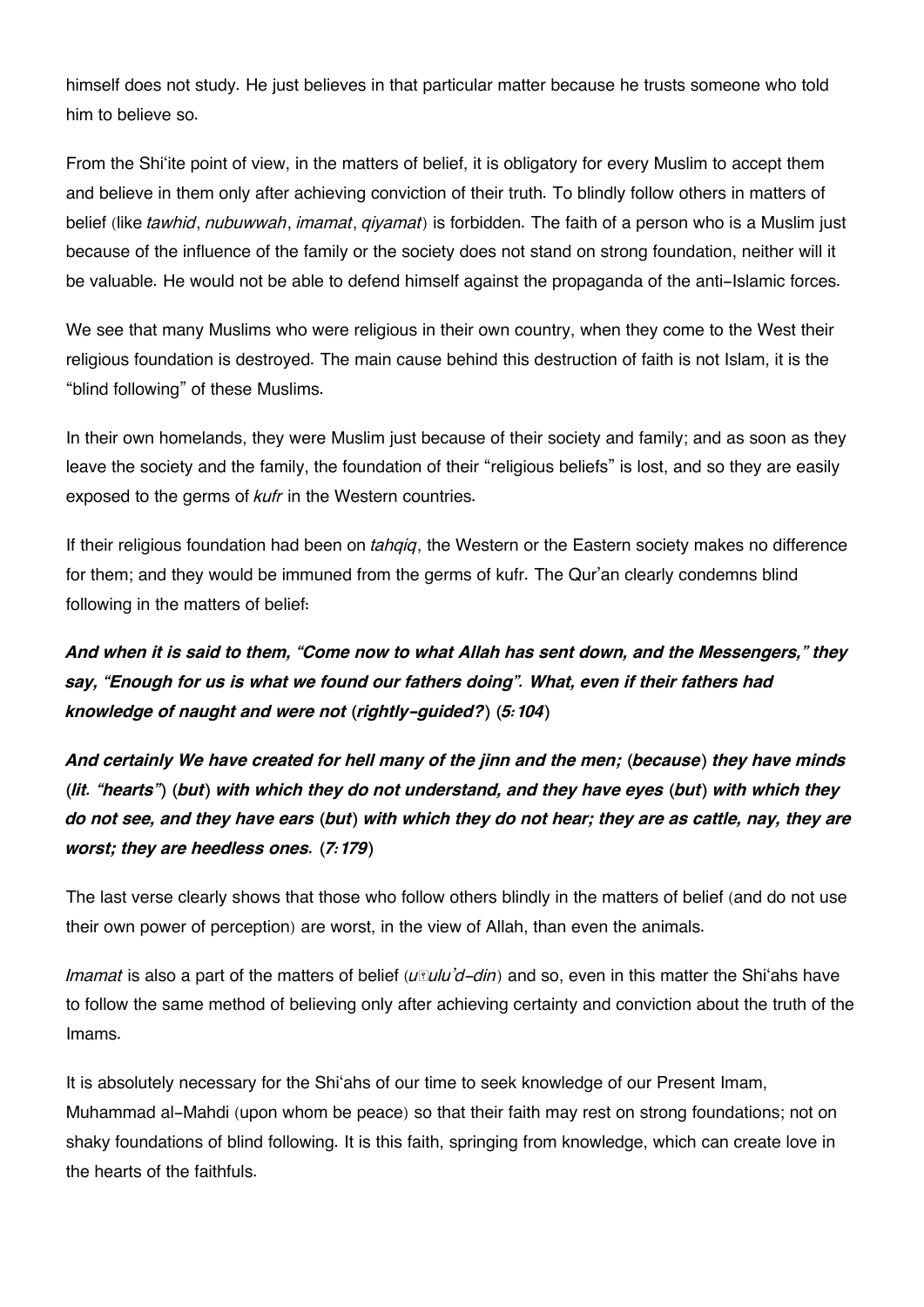himself does not study. He just believes in that particular matter because he trusts someone who told him to believe so.

From the Shi'ite point of view, in the matters of belief, it is obligatory for every Muslim to accept them and believe in them only after achieving conviction of their truth. To blindly follow others in matters of belief (like *tawhid*, *nubuwwah*, *imamat*, *qiyamat*) is forbidden. The faith of a person who is a Muslim just because of the influence of the family or the society does not stand on strong foundation, neither will it be valuable. He would not be able to defend himself against the propaganda of the anti-Islamic forces.

We see that many Muslims who were religious in their own country, when they come to the West their religious foundation is destroyed. The main cause behind this destruction of faith is not Islam, it is the "blind following" of these Muslims.

In their own homelands, they were Muslim just because of their society and family; and as soon as they leave the society and the family, the foundation of their "religious beliefs" is lost, and so they are easily exposed to the germs of *kufr* in the Western countries.

If their religious foundation had been on *tahqiq*, the Western or the Eastern society makes no difference for them; and they would be immuned from the germs of kufr. The Qur'an clearly condemns blind following in the matters of belief:

***And when it is said to them, "Come now to what Allah has sent down, and the Messengers," they say, "Enough for us is what we found our fathers doing". What, even if their fathers had knowledge of naught and were not (rightly-guided?) (5:104)***

***And certainly We have created for hell many of the jinn and the men; (because) they have minds (lit. "hearts") (but) with which they do not understand, and they have eyes (but) with which they do not see, and they have ears (but) with which they do not hear; they are as cattle, nay, they are worst; they are heedless ones. (7:179)***

The last verse clearly shows that those who follow others blindly in the matters of belief (and do not use their own power of perception) are worst, in the view of Allah, than even the animals.

*Imamat* is also a part of the matters of belief (*uṣulu'd-din*) and so, even in this matter the Shi'ahs have to follow the same method of believing only after achieving certainty and conviction about the truth of the Imams.

It is absolutely necessary for the Shi'ahs of our time to seek knowledge of our Present Imam, Muhammad al-Mahdi (upon whom be peace) so that their faith may rest on strong foundations; not on shaky foundations of blind following. It is this faith, springing from knowledge, which can create love in the hearts of the faithfuls.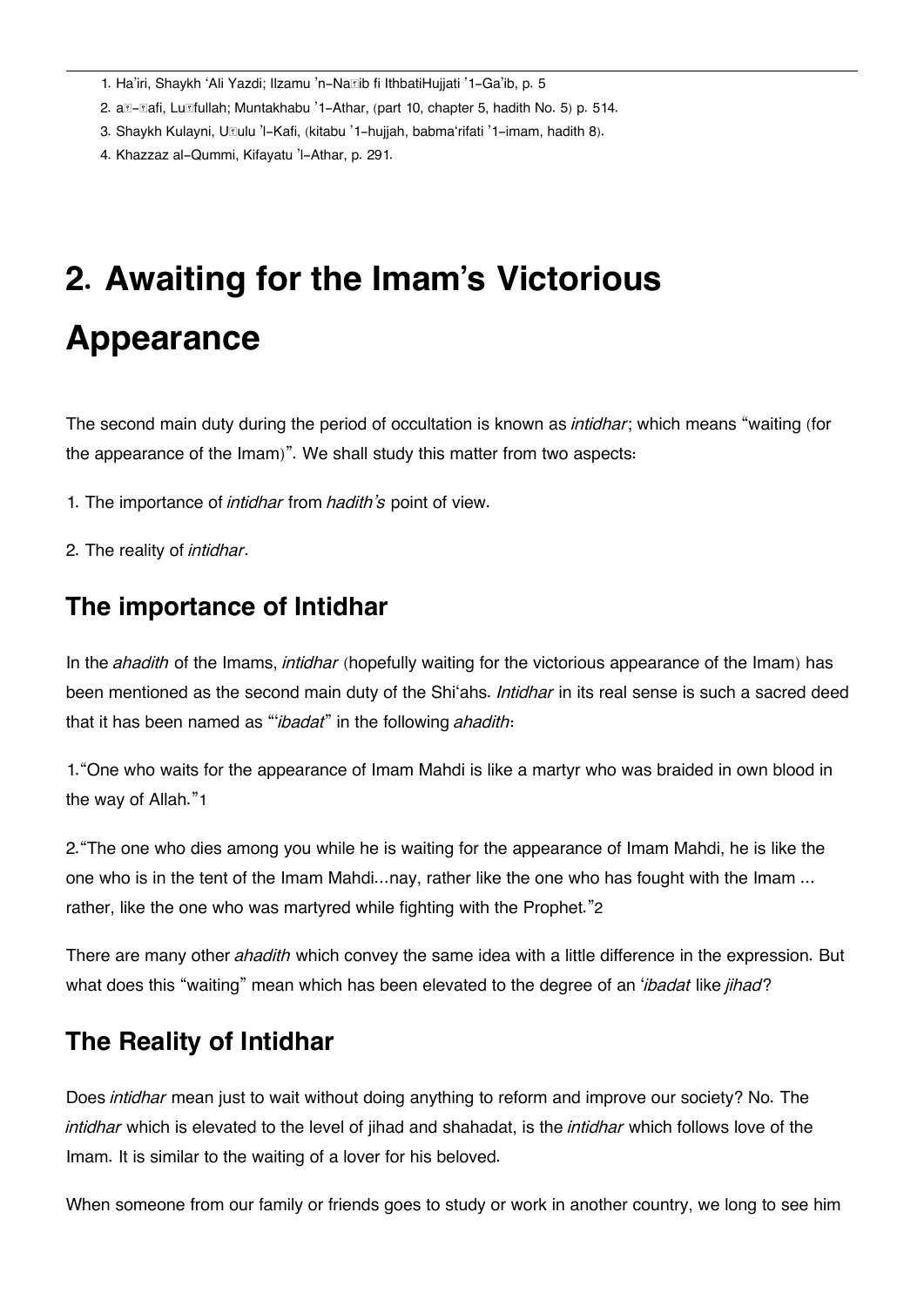1. Ha'iri, Shaykh 'Ali Yazdi; Ilzamu 'n-Na□ib fi IthbatiHujjati '1-Ga'ib, p. 5
2. a□-□afi, Lu□fullah; Muntakhabu '1-Athar, (part 10, chapter 5, hadith No. 5) p. 514.
3. Shaykh Kulayni, U□ulu 'l-Kafi, (kitabu '1-hujjah, babma'rifati '1-imam, hadith 8).
4. Khazzaz al-Qummi, Kifayatu 'l-Athar, p. 291.

# 2. Awaiting for the Imam's Victorious Appearance

The second main duty during the period of occultation is known as *intidhar*; which means "waiting (for the appearance of the Imam)". We shall study this matter from two aspects:

1. The importance of *intidhar* from *hadith's* point of view.
2. The reality of *intidhar*.

## The importance of Intidhar

In the *ahadith* of the Imams, *intidhar* (hopefully waiting for the victorious appearance of the Imam) has been mentioned as the second main duty of the Shi'ahs. *Intidhar* in its real sense is such a sacred deed that it has been named as "'*ibadat*" in the following *ahadith*:

1. "One who waits for the appearance of Imam Mahdi is like a martyr who was braided in own blood in the way of Allah."[1]

2. "The one who dies among you while he is waiting for the appearance of Imam Mahdi, he is like the one who is in the tent of the Imam Mahdi...nay, rather like the one who has fought with the Imam ... rather, like the one who was martyred while fighting with the Prophet."[2]

There are many other *ahadith* which convey the same idea with a little difference in the expression. But what does this "waiting" mean which has been elevated to the degree of an '*ibadat* like *jihad*?

## The Reality of Intidhar

Does *intidhar* mean just to wait without doing anything to reform and improve our society? No. The *intidhar* which is elevated to the level of jihad and shahadat, is the *intidhar* which follows love of the Imam. It is similar to the waiting of a lover for his beloved.

When someone from our family or friends goes to study or work in another country, we long to see him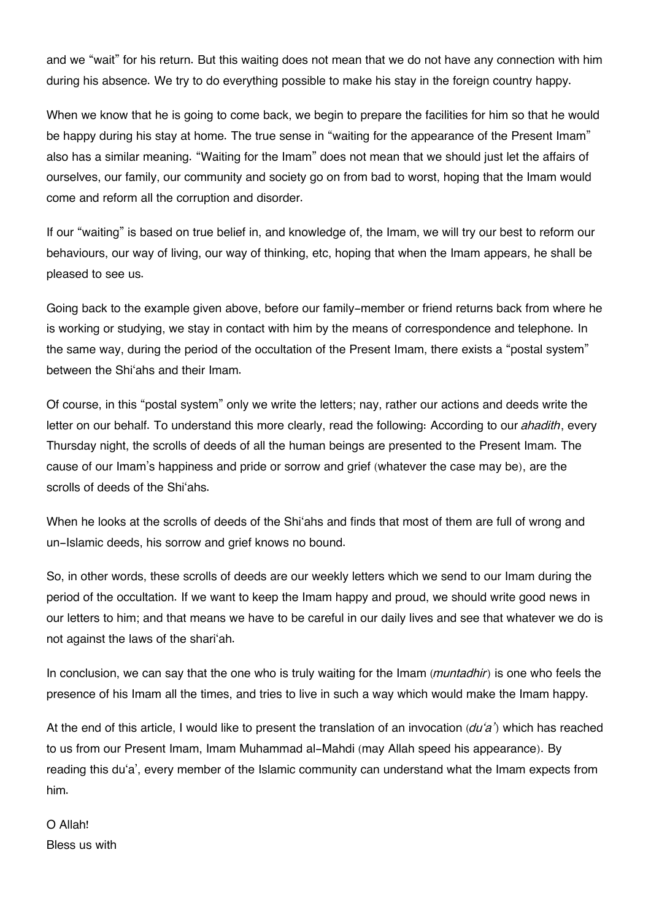and we "wait" for his return. But this waiting does not mean that we do not have any connection with him during his absence. We try to do everything possible to make his stay in the foreign country happy.

When we know that he is going to come back, we begin to prepare the facilities for him so that he would be happy during his stay at home. The true sense in "waiting for the appearance of the Present Imam" also has a similar meaning. "Waiting for the Imam" does not mean that we should just let the affairs of ourselves, our family, our community and society go on from bad to worst, hoping that the Imam would come and reform all the corruption and disorder.

If our "waiting" is based on true belief in, and knowledge of, the Imam, we will try our best to reform our behaviours, our way of living, our way of thinking, etc, hoping that when the Imam appears, he shall be pleased to see us.

Going back to the example given above, before our family-member or friend returns back from where he is working or studying, we stay in contact with him by the means of correspondence and telephone. In the same way, during the period of the occultation of the Present Imam, there exists a "postal system" between the Shi'ahs and their Imam.

Of course, in this "postal system" only we write the letters; nay, rather our actions and deeds write the letter on our behalf. To understand this more clearly, read the following: According to our *ahadith*, every Thursday night, the scrolls of deeds of all the human beings are presented to the Present Imam. The cause of our Imam's happiness and pride or sorrow and grief (whatever the case may be), are the scrolls of deeds of the Shi'ahs.

When he looks at the scrolls of deeds of the Shi'ahs and finds that most of them are full of wrong and un-Islamic deeds, his sorrow and grief knows no bound.

So, in other words, these scrolls of deeds are our weekly letters which we send to our Imam during the period of the occultation. If we want to keep the Imam happy and proud, we should write good news in our letters to him; and that means we have to be careful in our daily lives and see that whatever we do is not against the laws of the shari'ah.

In conclusion, we can say that the one who is truly waiting for the Imam (*muntadhir*) is one who feels the presence of his Imam all the times, and tries to live in such a way which would make the Imam happy.

At the end of this article, I would like to present the translation of an invocation (*du'a'*) which has reached to us from our Present Imam, Imam Muhammad al-Mahdi (may Allah speed his appearance). By reading this du'a', every member of the Islamic community can understand what the Imam expects from him.

O Allah!
Bless us with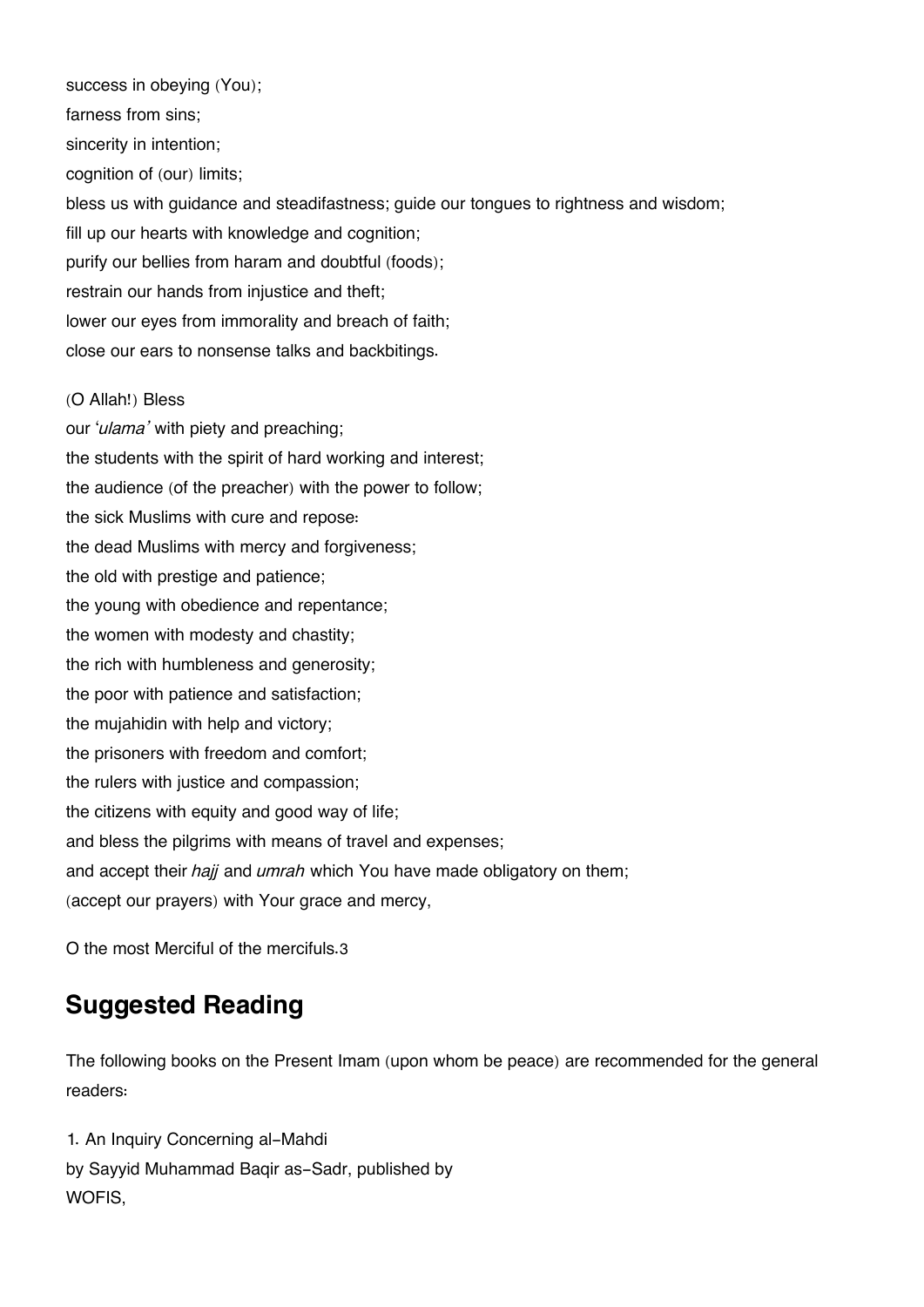success in obeying (You);
farness from sins;
sincerity in intention;
cognition of (our) limits;
bless us with guidance and steadifastness; guide our tongues to rightness and wisdom;
fill up our hearts with knowledge and cognition;
purify our bellies from haram and doubtful (foods);
restrain our hands from injustice and theft;
lower our eyes from immorality and breach of faith;
close our ears to nonsense talks and backbitings.

(O Allah!) Bless
our '*ulama'* with piety and preaching;
the students with the spirit of hard working and interest;
the audience (of the preacher) with the power to follow;
the sick Muslims with cure and repose:
the dead Muslims with mercy and forgiveness;
the old with prestige and patience;
the young with obedience and repentance;
the women with modesty and chastity;
the rich with humbleness and generosity;
the poor with patience and satisfaction;
the mujahidin with help and victory;
the prisoners with freedom and comfort;
the rulers with justice and compassion;
the citizens with equity and good way of life;
and bless the pilgrims with means of travel and expenses;
and accept their *hajj* and *umrah* which You have made obligatory on them;
(accept our prayers) with Your grace and mercy,

O the most Merciful of the mercifuls.[3]

## Suggested Reading

The following books on the Present Imam (upon whom be peace) are recommended for the general readers:

1. An Inquiry Concerning al-Mahdi
by Sayyid Muhammad Baqir as-Sadr, published by
WOFIS,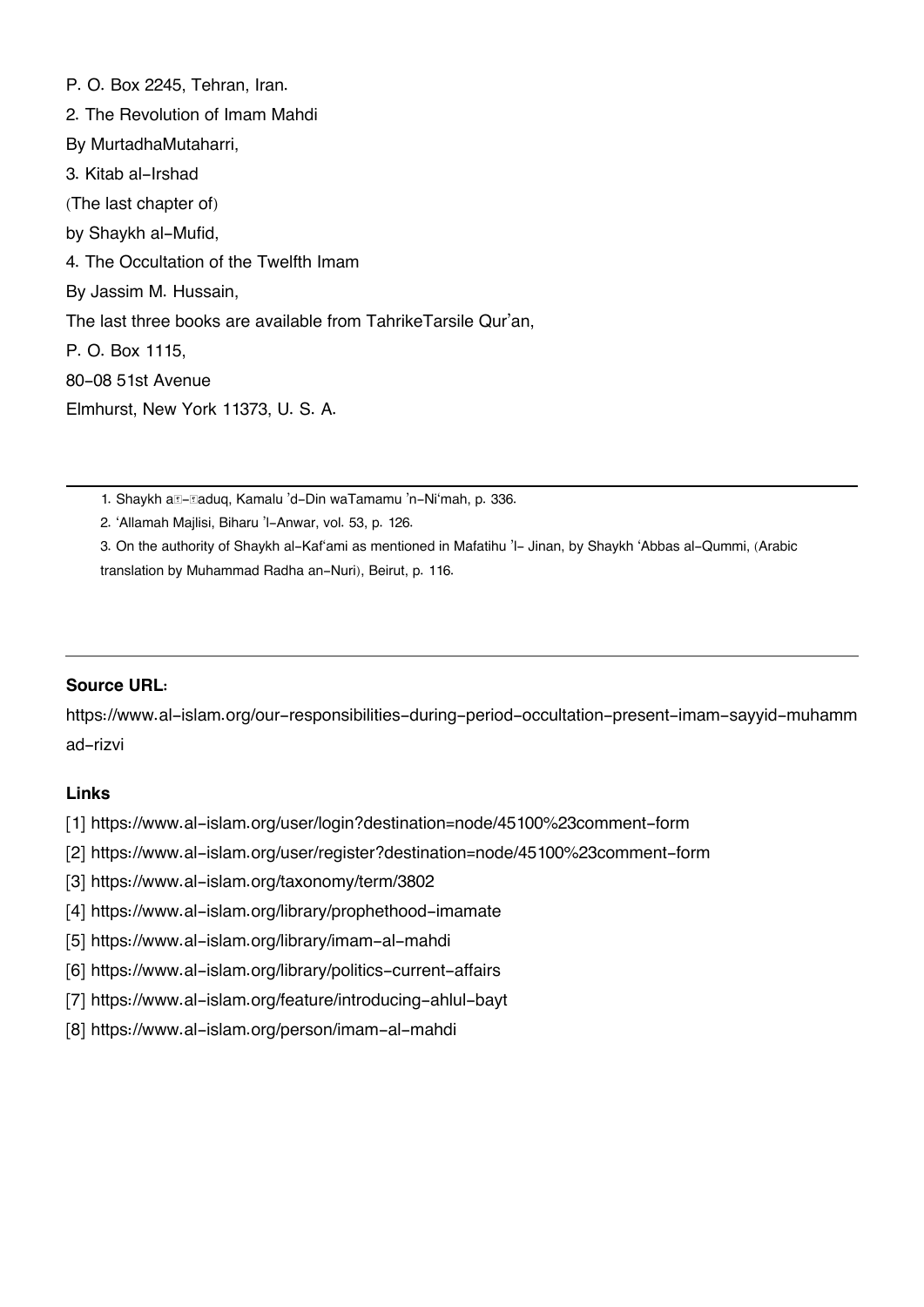P. O. Box 2245, Tehran, Iran.

2. The Revolution of Imam Mahdi

By MurtadhaMutaharri,

3. Kitab al-Irshad

(The last chapter of)

by Shaykh al-Mufid,

4. The Occultation of the Twelfth Imam

By Jassim M. Hussain,

The last three books are available from TahrikeTarsile Qur'an,

P. O. Box 1115,

80-08 51st Avenue

Elmhurst, New York 11373, U. S. A.

---

1. Shaykh aṣ-Ṣaduq, Kamalu 'd-Din waTamamu 'n-Ni'mah, p. 336.
2. 'Allamah Majlisi, Biharu 'l-Anwar, vol. 53, p. 126.
3. On the authority of Shaykh al-Kaf'ami as mentioned in Mafatihu 'l- Jinan, by Shaykh 'Abbas al-Qummi, (Arabic translation by Muhammad Radha an-Nuri), Beirut, p. 116.

---

**Source URL:**

https://www.al-islam.org/our-responsibilities-during-period-occultation-present-imam-sayyid-muhammad-rizvi

**Links**

[1] https://www.al-islam.org/user/login?destination=node/45100%23comment-form
[2] https://www.al-islam.org/user/register?destination=node/45100%23comment-form
[3] https://www.al-islam.org/taxonomy/term/3802
[4] https://www.al-islam.org/library/prophethood-imamate
[5] https://www.al-islam.org/library/imam-al-mahdi
[6] https://www.al-islam.org/library/politics-current-affairs
[7] https://www.al-islam.org/feature/introducing-ahlul-bayt
[8] https://www.al-islam.org/person/imam-al-mahdi